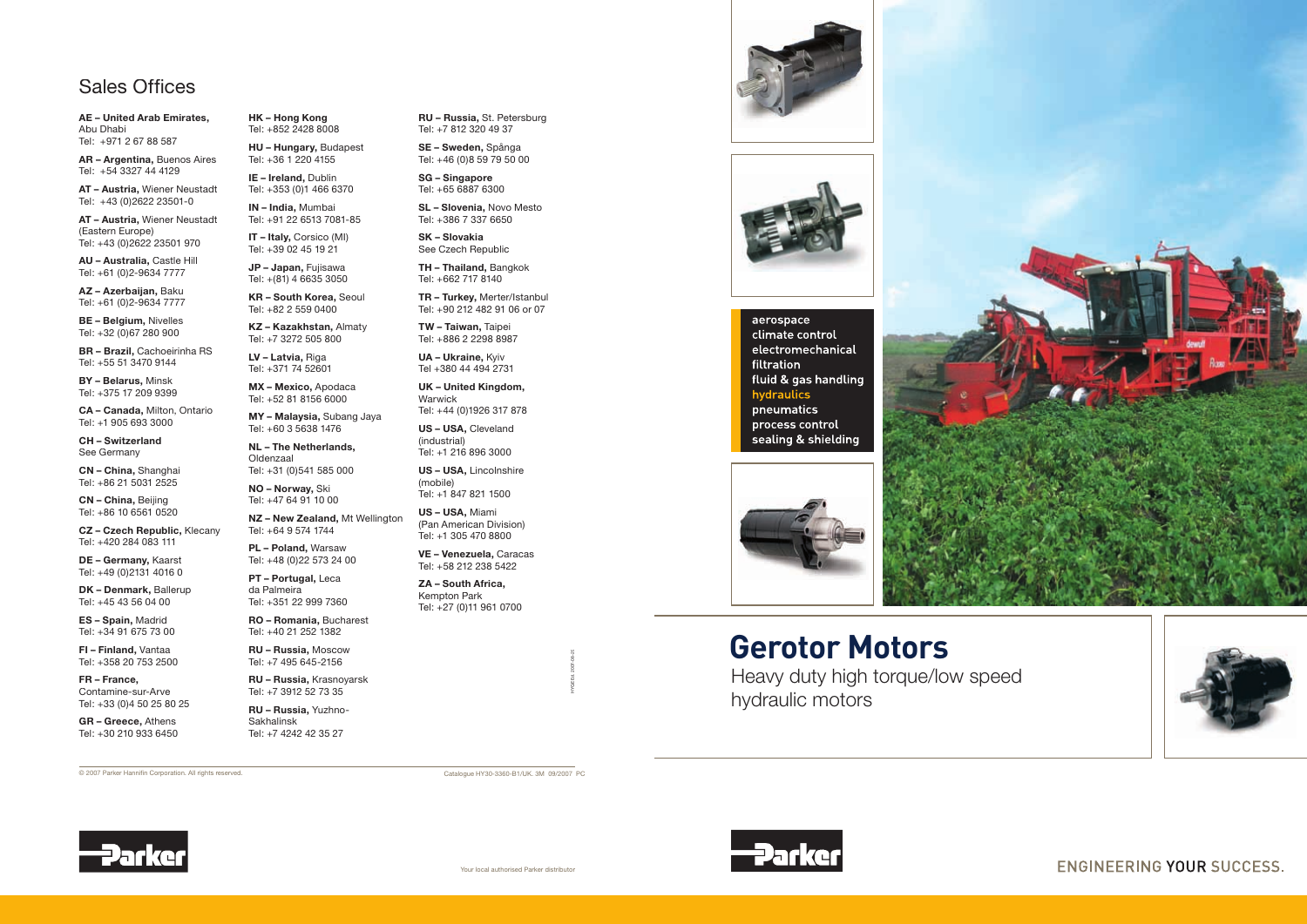## Sales Offices

**AE – United Arab Emirates,** Abu Dhabi
Tel: +971 2 67 88 587

**AR – Argentina,** Buenos Aires
Tel: +54 3327 44 4129

**AT – Austria,** Wiener Neustadt
Tel: +43 (0)2622 23501-0

**AT – Austria,** Wiener Neustadt (Eastern Europe)
Tel: +43 (0)2622 23501 970

**AU – Australia,** Castle Hill
Tel: +61 (0)2-9634 7777

**AZ – Azerbaijan,** Baku
Tel: +61 (0)2-9634 7777

**BE – Belgium,** Nivelles
Tel: +32 (0)67 280 900

**BR – Brazil,** Cachoeirinha RS
Tel: +55 51 3470 9144

**BY – Belarus,** Minsk
Tel: +375 17 209 9399

**CA – Canada,** Milton, Ontario
Tel: +1 905 693 3000

**CH – Switzerland**
See Germany

**CN – China,** Shanghai
Tel: +86 21 5031 2525

**CN – China,** Beijing
Tel: +86 10 6561 0520

**CZ – Czech Republic,** Klecany
Tel: +420 284 083 111

**DE – Germany,** Kaarst
Tel: +49 (0)2131 4016 0

**DK – Denmark,** Ballerup
Tel: +45 43 56 04 00

**ES – Spain,** Madrid
Tel: +34 91 675 73 00

**FI – Finland,** Vantaa
Tel: +358 20 753 2500

**FR – France,** Contamine-sur-Arve
Tel: +33 (0)4 50 25 80 25

**GR – Greece,** Athens
Tel: +30 210 933 6450

**HK – Hong Kong**
Tel: +852 2428 8008

**HU – Hungary,** Budapest
Tel: +36 1 220 4155

**IE – Ireland,** Dublin
Tel: +353 (0)1 466 6370

**IN – India,** Mumbai
Tel: +91 22 6513 7081-85

**IT – Italy,** Corsico (MI)
Tel: +39 02 45 19 21

**JP – Japan,** Fujisawa
Tel: +(81) 4 6635 3050

**KR – South Korea,** Seoul
Tel: +82 2 559 0400

**KZ – Kazakhstan,** Almaty
Tel: +7 3272 505 800

**LV – Latvia,** Riga
Tel: +371 74 52601

**MX – Mexico,** Apodaca
Tel: +52 81 8156 6000

**MY – Malaysia,** Subang Jaya
Tel: +60 3 5638 1476

**NL – The Netherlands,** Oldenzaal
Tel: +31 (0)541 585 000

**NO – Norway,** Ski
Tel: +47 64 91 10 00

**NZ – New Zealand,** Mt Wellington
Tel: +64 9 574 1744

**PL – Poland,** Warsaw
Tel: +48 (0)22 573 24 00

**PT – Portugal,** Leca da Palmeira
Tel: +351 22 999 7360

**RO – Romania,** Bucharest
Tel: +40 21 252 1382

**RU – Russia,** Moscow
Tel: +7 495 645-2156

**RU – Russia,** Krasnoyarsk
Tel: +7 3912 52 73 35

**RU – Russia,** Yuzhno-Sakhalinsk
Tel: +7 4242 42 35 27

**RU – Russia,** St. Petersburg
Tel: +7 812 320 49 37

**SE – Sweden,** Spånga
Tel: +46 (0)8 59 79 50 00

**SG – Singapore**
Tel: +65 6887 6300

**SL – Slovenia,** Novo Mesto
Tel: +386 7 337 6650

**SK – Slovakia**
See Czech Republic

**TH – Thailand,** Bangkok
Tel: +662 717 8140

**TR – Turkey,** Merter/Istanbul
Tel: +90 212 482 91 06 or 07

**TW – Taiwan,** Taipei
Tel: +886 2 2298 8987

**UA – Ukraine,** Kyiv
Tel +380 44 494 2731

**UK – United Kingdom,** Warwick
Tel: +44 (0)1926 317 878

**US – USA,** Cleveland (industrial)
Tel: +1 216 896 3000

**US – USA,** Lincolnshire (mobile)
Tel: +1 847 821 1500

**US – USA,** Miami (Pan American Division)
Tel: +1 305 470 8800

**VE – Venezuela,** Caracas
Tel: +58 212 238 5422

**ZA – South Africa,** Kempton Park
Tel: +27 (0)11 961 0700

© 2007 Parker Hannifin Corporation. All rights reserved.

Catalogue HY30-3360-B1/UK. 3M 09/2007 PC

Your local authorised Parker distributor

aerospace
climate control
electromechanical
filtration
fluid & gas handling
hydraulics
pneumatics
process control
sealing & shielding

# Gerotor Motors

Heavy duty high torque/low speed hydraulic motors

ENGINEERING YOUR SUCCESS.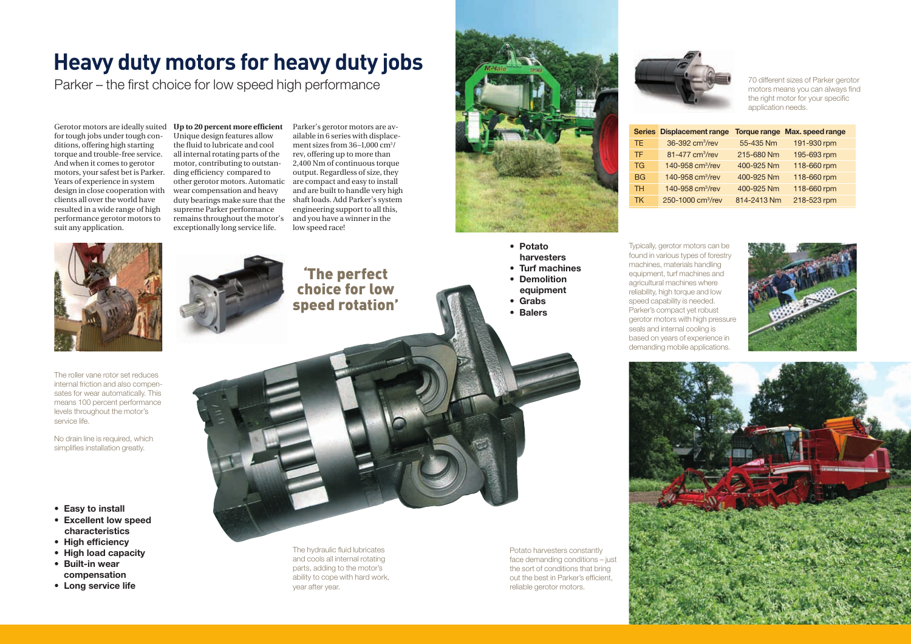# Heavy duty motors for heavy duty jobs

Parker – the first choice for low speed high performance

Gerotor motors are ideally suited for tough jobs under tough conditions, offering high starting torque and trouble-free service. And when it comes to gerotor motors, your safest bet is Parker. Years of experience in system design in close cooperation with clients all over the world have resulted in a wide range of high performance gerotor motors to suit any application.

**Up to 20 percent more efficient** Unique design features allow the fluid to lubricate and cool all internal rotating parts of the motor, contributing to outstanding efficiency compared to other gerotor motors. Automatic wear compensation and heavy duty bearings make sure that the supreme Parker performance remains throughout the motor's exceptionally long service life.

Parker's gerotor motors are available in 6 series with displacement sizes from 36–1,000 cm³/rev, offering up to more than 2,400 Nm of continuous torque output. Regardless of size, they are compact and easy to install and are built to handle very high shaft loads. Add Parker's system engineering support to all this, and you have a winner in the low speed race!

70 different sizes of Parker gerotor motors means you can always find the right motor for your specific application needs.

| Series | Displacement range | Torque range | Max. speed range |
|---|---|---|---|
| TE | 36-392 cm³/rev | 55-435 Nm | 191-930 rpm |
| TF | 81-477 cm³/rev | 215-680 Nm | 195-693 rpm |
| TG | 140-958 cm³/rev | 400-925 Nm | 118-660 rpm |
| BG | 140-958 cm³/rev | 400-925 Nm | 118-660 rpm |
| TH | 140-958 cm³/rev | 400-925 Nm | 118-660 rpm |
| TK | 250-1000 cm³/rev | 814-2413 Nm | 218-523 rpm |

The roller vane rotor set reduces internal friction and also compensates for wear automatically. This means 100 percent performance levels throughout the motor's service life.

No drain line is required, which simplifies installation greatly.

## 'The perfect choice for low speed rotation'

- **Potato harvesters**
- **Turf machines**
- **Demolition equipment**
- **Grabs**
- **Balers**

Typically, gerotor motors can be found in various types of forestry machines, materials handling equipment, turf machines and agricultural machines where reliability, high torque and low speed capability is needed. Parker's compact yet robust gerotor motors with high pressure seals and internal cooling is based on years of experience in demanding mobile applications.

- **Easy to install**
- **Excellent low speed characteristics**
- **High efficiency**
- **High load capacity**
- **Built-in wear compensation**
- **Long service life**

The hydraulic fluid lubricates and cools all internal rotating parts, adding to the motor's ability to cope with hard work, year after year.

Potato harvesters constantly face demanding conditions – just the sort of conditions that bring out the best in Parker's efficient, reliable gerotor motors.